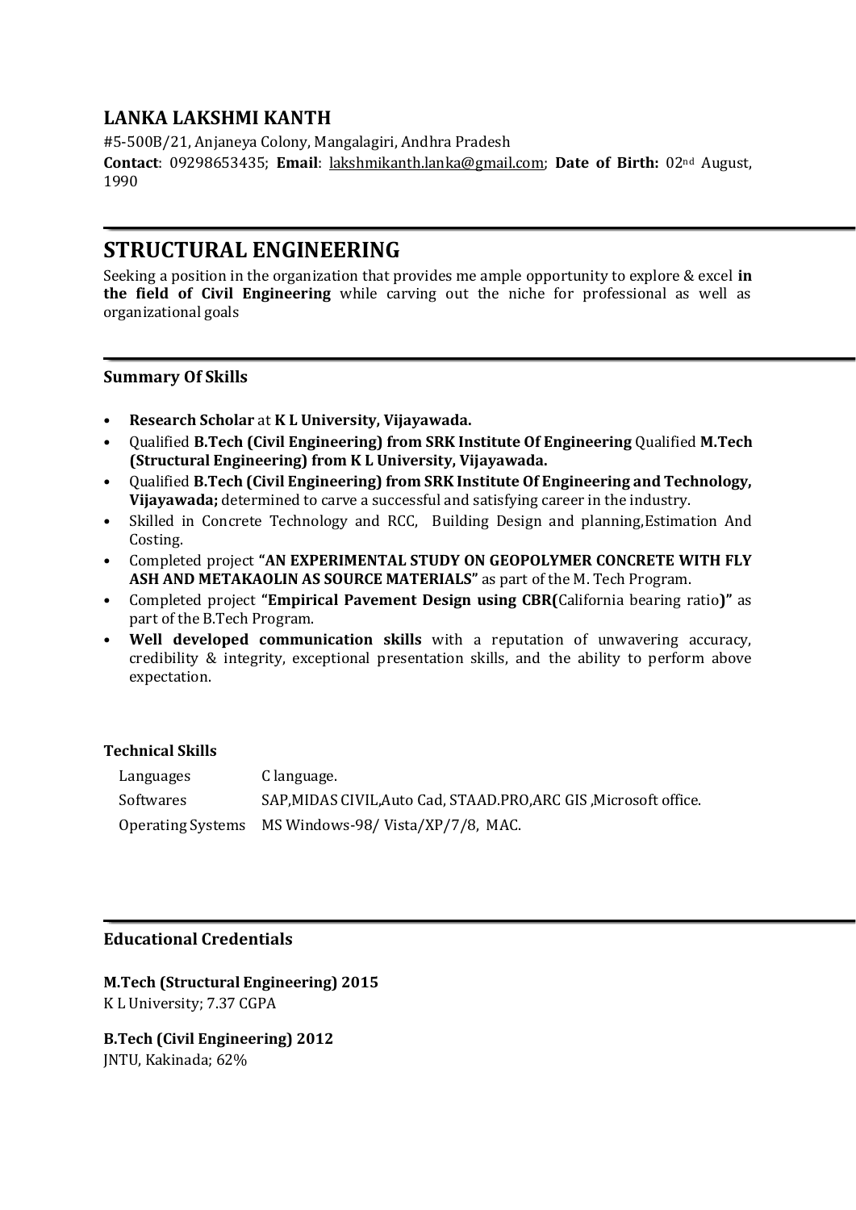# LANKA LAKSHMI KANTH

#5-500B/21, Anjaneya Colony, Mangalagiri, Andhra Pradesh

**Contact**: 09298653435; **Email**: lakshmikanth.lanka@gmail.com; **Date of Birth:** 02nd August, 1990

## STRUCTURAL ENGINEERING

Seeking a position in the organization that provides me ample opportunity to explore & excel **in the field of Civil Engineering** while carving out the niche for professional as well as organizational goals

### Summary Of Skills

- **Research Scholar** at **K L University, Vijayawada.**
- Qualified **B.Tech (Civil Engineering) from SRK Institute Of Engineering** Qualified **M.Tech (Structural Engineering) from K L University, Vijayawada.**
- Qualified **B.Tech (Civil Engineering) from SRK Institute Of Engineering and Technology, Vijayawada;** determined to carve a successful and satisfying career in the industry.
- Skilled in Concrete Technology and RCC, Building Design and planning,Estimation And Costing.
- Completed project **"AN EXPERIMENTAL STUDY ON GEOPOLYMER CONCRETE WITH FLY ASH AND METAKAOLIN AS SOURCE MATERIALS"** as part of the M. Tech Program.
- Completed project **"Empirical Pavement Design using CBR(**California bearing ratio**)"** as part of the B.Tech Program.
- **Well developed communication skills** with a reputation of unwavering accuracy, credibility & integrity, exceptional presentation skills, and the ability to perform above expectation.

### Technical Skills

| | |
|---|---|
| Languages | C language. |
| Softwares | SAP,MIDAS CIVIL,Auto Cad, STAAD.PRO,ARC GIS ,Microsoft office. |
| Operating Systems | MS Windows-98/ Vista/XP/7/8, MAC. |

### Educational Credentials

**M.Tech (Structural Engineering) 2015**
K L University; 7.37 CGPA

**B.Tech (Civil Engineering) 2012**
JNTU, Kakinada; 62%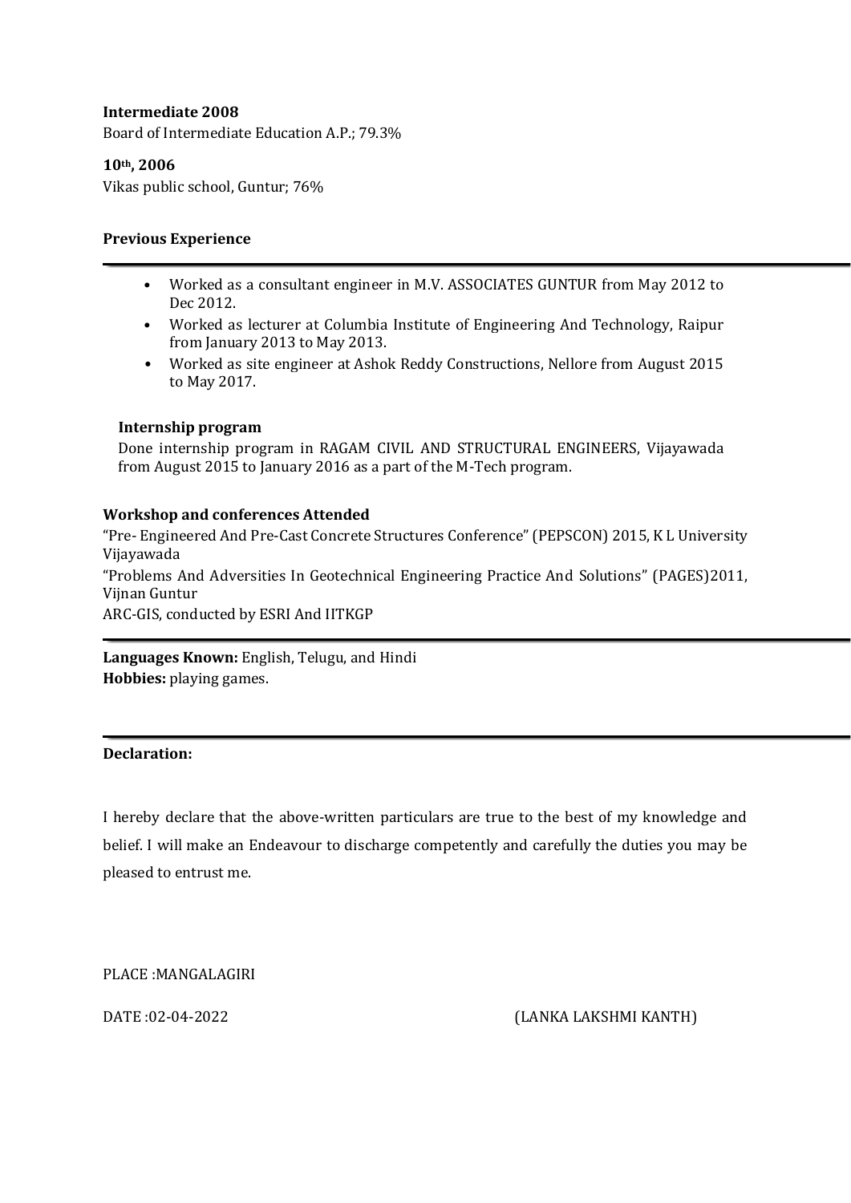**Intermediate 2008**

Board of Intermediate Education A.P.; 79.3%

**10th, 2006**

Vikas public school, Guntur; 76%

**Previous Experience**

---

- Worked as a consultant engineer in M.V. ASSOCIATES GUNTUR from May 2012 to Dec 2012.
- Worked as lecturer at Columbia Institute of Engineering And Technology, Raipur from January 2013 to May 2013.
- Worked as site engineer at Ashok Reddy Constructions, Nellore from August 2015 to May 2017.

**Internship program**

Done internship program in RAGAM CIVIL AND STRUCTURAL ENGINEERS, Vijayawada from August 2015 to January 2016 as a part of the M-Tech program.

**Workshop and conferences Attended**

"Pre- Engineered And Pre-Cast Concrete Structures Conference" (PEPSCON) 2015, K L University Vijayawada

"Problems And Adversities In Geotechnical Engineering Practice And Solutions" (PAGES)2011, Vijnan Guntur

ARC-GIS, conducted by ESRI And IITKGP

---

**Languages Known:** English, Telugu, and Hindi

**Hobbies:** playing games.

---

**Declaration:**

I hereby declare that the above-written particulars are true to the best of my knowledge and belief. I will make an Endeavour to discharge competently and carefully the duties you may be pleased to entrust me.

PLACE :MANGALAGIRI

DATE :02-04-2022 (LANKA LAKSHMI KANTH)